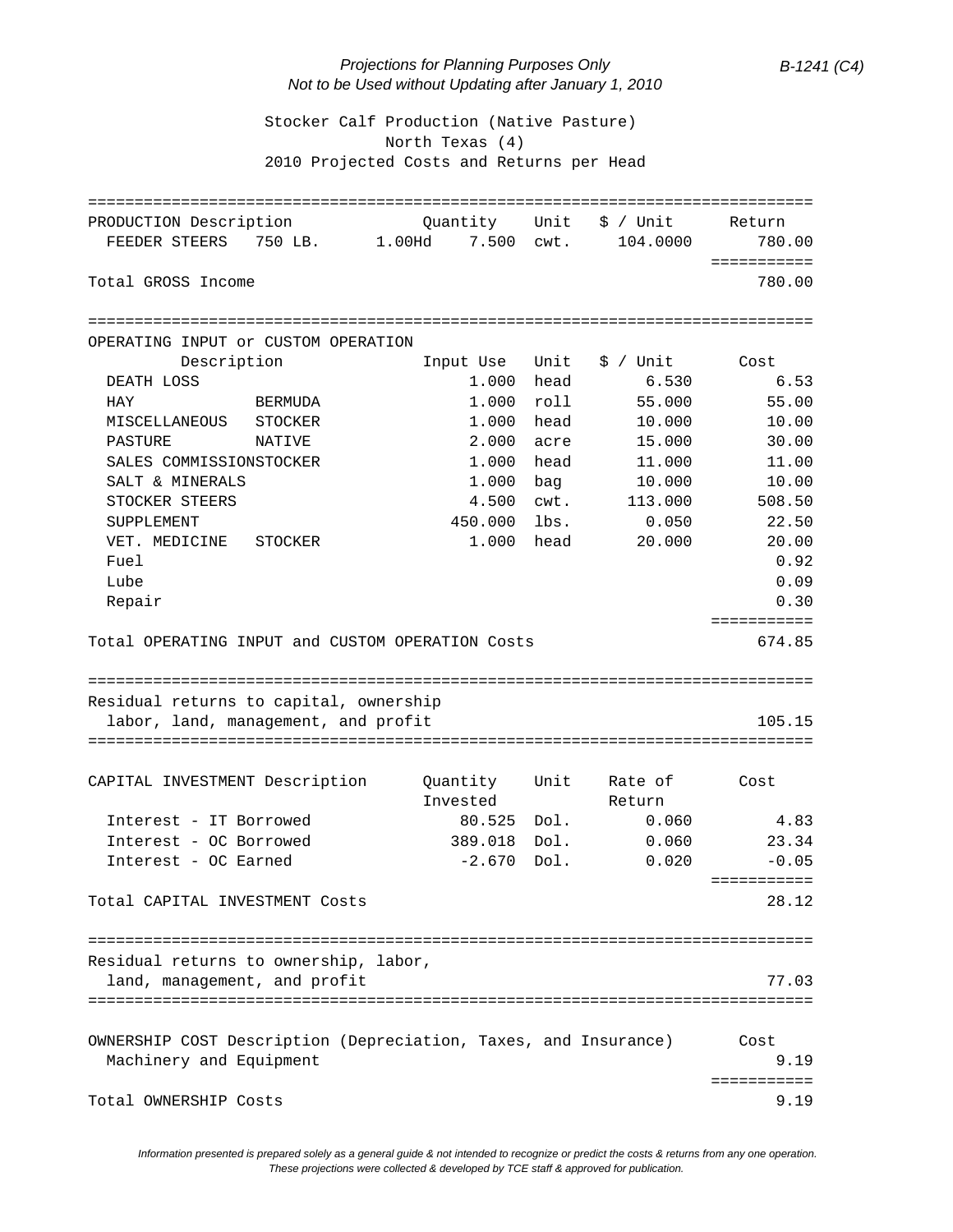*Projections for Planning Purposes Only*
*Not to be Used without Updating after January 1, 2010*

*B-1241 (C4)*

## Stocker Calf Production (Native Pasture)
## North Texas (4)
## 2010 Projected Costs and Returns per Head

| PRODUCTION Description | | Quantity | Unit | $ / Unit | Return |
|---|---|---|---|---|---|
| FEEDER STEERS 750 LB. | 1.00Hd | 7.500 | cwt. | 104.0000 | 780.00 |
| **Total GROSS Income** | | | | | **780.00** |

| OPERATING INPUT or CUSTOM OPERATION Description | | Input Use | Unit | $ / Unit | Cost |
|---|---|---|---|---|---|
| DEATH LOSS | | 1.000 | head | 6.530 | 6.53 |
| HAY | BERMUDA | 1.000 | roll | 55.000 | 55.00 |
| MISCELLANEOUS | STOCKER | 1.000 | head | 10.000 | 10.00 |
| PASTURE | NATIVE | 2.000 | acre | 15.000 | 30.00 |
| SALES COMMISSION | STOCKER | 1.000 | head | 11.000 | 11.00 |
| SALT & MINERALS | | 1.000 | bag | 10.000 | 10.00 |
| STOCKER STEERS | | 4.500 | cwt. | 113.000 | 508.50 |
| SUPPLEMENT | | 450.000 | lbs. | 0.050 | 22.50 |
| VET. MEDICINE | STOCKER | 1.000 | head | 20.000 | 20.00 |
| Fuel | | | | | 0.92 |
| Lube | | | | | 0.09 |
| Repair | | | | | 0.30 |
| **Total OPERATING INPUT and CUSTOM OPERATION Costs** | | | | | **674.85** |

| Residual returns to capital, ownership labor, land, management, and profit | 105.15 |
|---|---|

| CAPITAL INVESTMENT Description | Quantity Invested | Unit | Rate of Return | Cost |
|---|---|---|---|---|
| Interest - IT Borrowed | 80.525 | Dol. | 0.060 | 4.83 |
| Interest - OC Borrowed | 389.018 | Dol. | 0.060 | 23.34 |
| Interest - OC Earned | -2.670 | Dol. | 0.020 | -0.05 |
| **Total CAPITAL INVESTMENT Costs** | | | | **28.12** |

| Residual returns to ownership, labor, land, management, and profit | 77.03 |
|---|---|

| OWNERSHIP COST Description (Depreciation, Taxes, and Insurance) | Cost |
|---|---|
| Machinery and Equipment | 9.19 |
| **Total OWNERSHIP Costs** | **9.19** |

*Information presented is prepared solely as a general guide & not intended to recognize or predict the costs & returns from any one operation.*
*These projections were collected & developed by TCE staff & approved for publication.*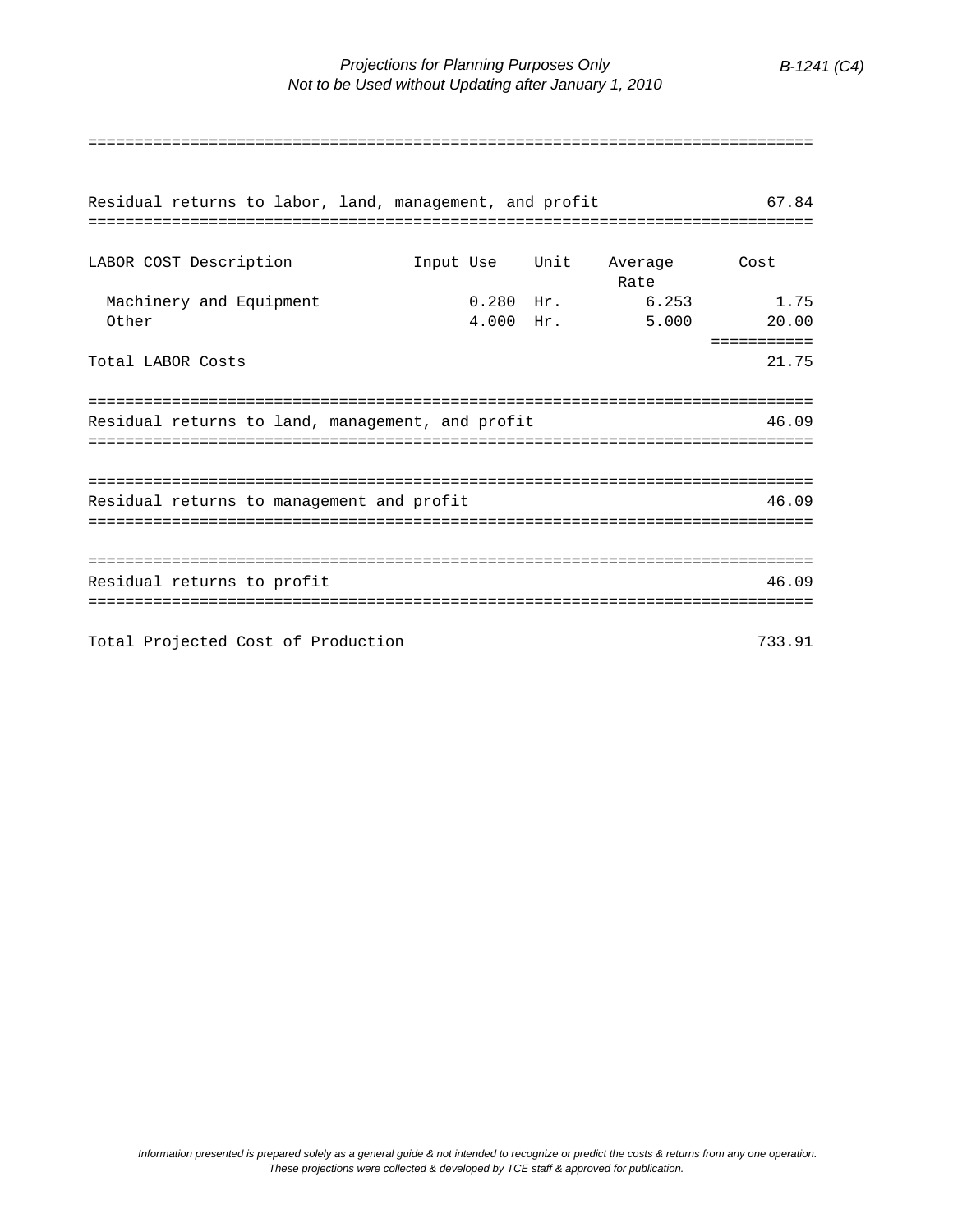| | | | | |
|---|---|---|---|---|
| Residual returns to labor, land, management, and profit | | | | 67.84 |

| LABOR COST Description | Input Use | Unit | Average Rate | Cost |
|---|---|---|---|---|
| Machinery and Equipment | 0.280 | Hr. | 6.253 | 1.75 |
| Other | 4.000 | Hr. | 5.000 | 20.00 |
| Total LABOR Costs | | | | 21.75 |

| | |
|---|---|
| Residual returns to land, management, and profit | 46.09 |
| Residual returns to management and profit | 46.09 |
| Residual returns to profit | 46.09 |
| Total Projected Cost of Production | 733.91 |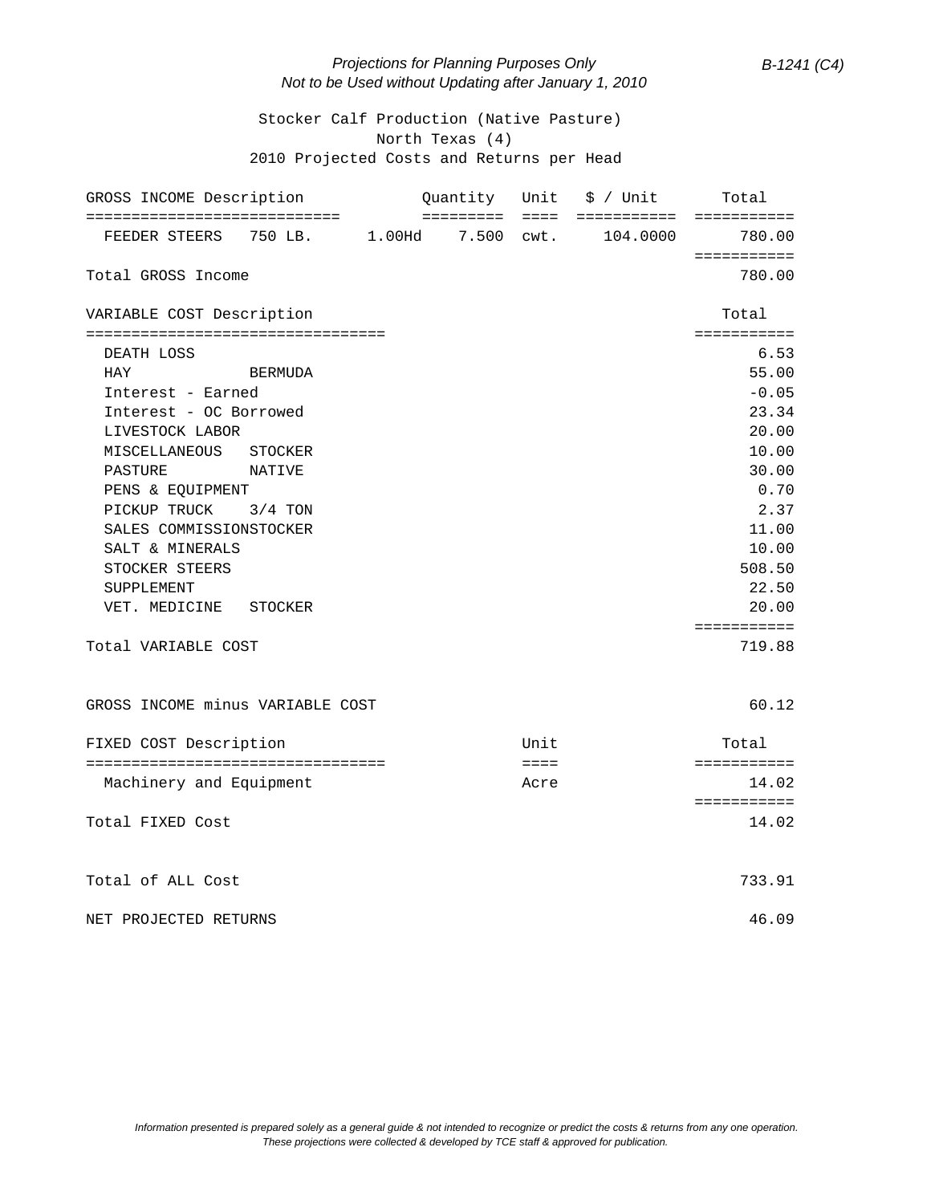*Projections for Planning Purposes Only*
*Not to be Used without Updating after January 1, 2010*

B-1241 (C4)

## Stocker Calf Production (Native Pasture)
## North Texas (4)
## 2010 Projected Costs and Returns per Head

| GROSS INCOME Description | | Quantity | Unit | $ / Unit | Total |
|---|---|---|---|---|---|
| FEEDER STEERS 750 LB. | 1.00Hd | 7.500 | cwt. | 104.0000 | 780.00 |
| Total GROSS Income | | | | | 780.00 |

| VARIABLE COST Description | Total |
|---|---|
| DEATH LOSS | 6.53 |
| HAY BERMUDA | 55.00 |
| Interest - Earned | -0.05 |
| Interest - OC Borrowed | 23.34 |
| LIVESTOCK LABOR | 20.00 |
| MISCELLANEOUS STOCKER | 10.00 |
| PASTURE NATIVE | 30.00 |
| PENS & EQUIPMENT | 0.70 |
| PICKUP TRUCK 3/4 TON | 2.37 |
| SALES COMMISSIONSTOCKER | 11.00 |
| SALT & MINERALS | 10.00 |
| STOCKER STEERS | 508.50 |
| SUPPLEMENT | 22.50 |
| VET. MEDICINE STOCKER | 20.00 |
| Total VARIABLE COST | 719.88 |

GROSS INCOME minus VARIABLE COST 60.12

| FIXED COST Description | Unit | Total |
|---|---|---|
| Machinery and Equipment | Acre | 14.02 |
| Total FIXED Cost | | 14.02 |

Total of ALL Cost 733.91

NET PROJECTED RETURNS 46.09

*Information presented is prepared solely as a general guide & not intended to recognize or predict the costs & returns from any one operation.*
*These projections were collected & developed by TCE staff & approved for publication.*